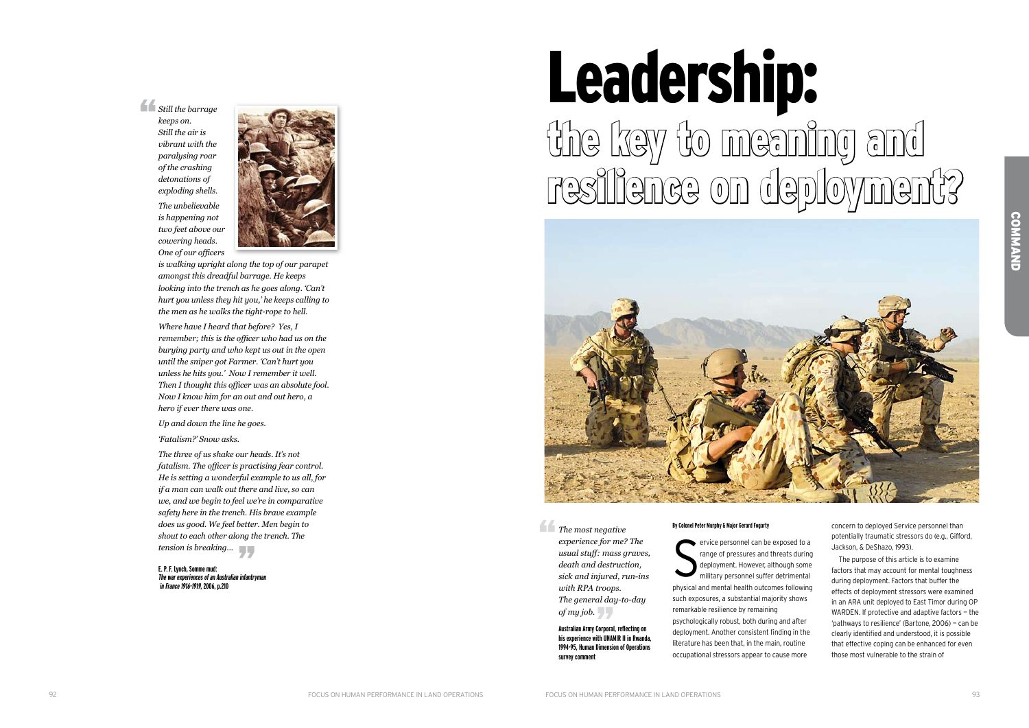> *Still the barrage keeps on. Still the air is vibrant with the paralysing roar of the crashing detonations of exploding shells. The unbelievable is happening not two feet above our cowering heads. One of our officers is walking upright along the top of our parapet amongst this dreadful barrage. He keeps looking into the trench as he goes along. 'Can't hurt you unless they hit you,' he keeps calling to the men as he walks the tight-rope to hell.*
>
> *Where have I heard that before? Yes, I remember; this is the officer who had us on the burying party and who kept us out in the open until the sniper got Farmer. 'Can't hurt you unless he hits you.' Now I remember it well. Then I thought this officer was an absolute fool. Now I know him for an out and out hero, a hero if ever there was one.*
>
> *Up and down the line he goes.*
>
> *'Fatalism?' Snow asks.*
>
> *The three of us shake our heads. It's not fatalism. The officer is practising fear control. He is setting a wonderful example to us all, for if a man can walk out there and live, so can we, and we begin to feel we're in comparative safety here in the trench. His brave example does us good. We feel better. Men begin to shout to each other along the trench. The tension is breaking...*
>
> **E. P. F. Lynch, Somme mud: *The war experiences of an Australian infantryman in France 1916-1919*, 2006, p.210**

# Leadership: the key to meaning and resilience on deployment?

> *The most negative experience for me? The usual stuff: mass graves, death and destruction, sick and injured, run-ins with RPA troops. The general day-to-day of my job.*
>
> **Australian Army Corporal, reflecting on his experience with UNAMIR II in Rwanda, 1994-95, Human Dimension of Operations survey comment**

**By Colonel Peter Murphy & Major Gerard Fogarty**

Service personnel can be exposed to a range of pressures and threats during deployment. However, although some military personnel suffer detrimental physical and mental health outcomes following such exposures, a substantial majority shows remarkable resilience by remaining psychologically robust, both during and after deployment. Another consistent finding in the literature has been that, in the main, routine occupational stressors appear to cause more concern to deployed Service personnel than potentially traumatic stressors do (e.g., Gifford, Jackson, & DeShazo, 1993).

The purpose of this article is to examine factors that may account for mental toughness during deployment. Factors that buffer the effects of deployment stressors were examined in an ARA unit deployed to East Timor during OP WARDEN. If protective and adaptive factors – the 'pathways to resilience' (Bartone, 2006) – can be clearly identified and understood, it is possible that effective coping can be enhanced for even those most vulnerable to the strain of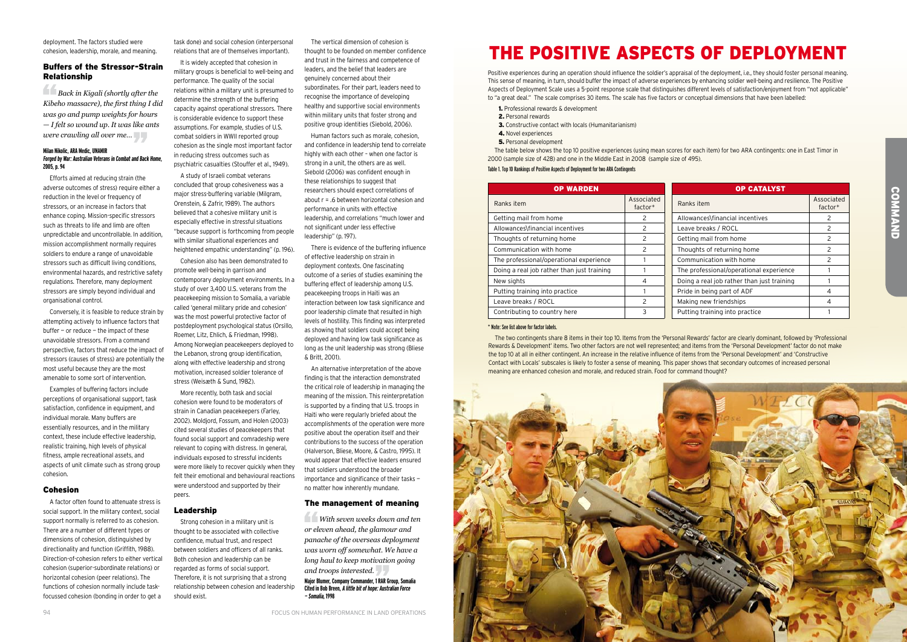deployment. The factors studied were cohesion, leadership, morale, and meaning.

### Buffers of the Stressor-Strain Relationship

> *Back in Kigali (shortly after the Kibeho massacre), the first thing I did was go and pump weights for hours — I felt so wound up. It was like ants were crawling all over me…*
>
> **Milan Nikolic, ARA Medic, UNAMIR**
> ***Forged by War: Australian Veterans in Combat and Back Home*, 2005, p. 94**

Efforts aimed at reducing strain (the adverse outcomes of stress) require either a reduction in the level or frequency of stressors, or an increase in factors that enhance coping. Mission-specific stressors such as threats to life and limb are often unpredictable and uncontrollable. In addition, mission accomplishment normally requires soldiers to endure a range of unavoidable stressors such as difficult living conditions, environmental hazards, and restrictive safety regulations. Therefore, many deployment stressors are simply beyond individual and organisational control.

Conversely, it is feasible to reduce strain by attempting actively to influence factors that buffer — or reduce — the impact of these unavoidable stressors. From a command perspective, factors that reduce the impact of stressors (causes of stress) are potentially the most useful because they are the most amenable to some sort of intervention.

Examples of buffering factors include perceptions of organisational support, task satisfaction, confidence in equipment, and individual morale. Many buffers are essentially resources, and in the military context, these include effective leadership, realistic training, high levels of physical fitness, ample recreational assets, and aspects of unit climate such as strong group cohesion.

### Cohesion

A factor often found to attenuate stress is social support. In the military context, social support normally is referred to as cohesion. There are a number of different types or dimensions of cohesion, distinguished by directionality and function (Griffith, 1988). Direction-of-cohesion refers to either vertical cohesion (superior-subordinate relations) or horizontal cohesion (peer relations). The functions of cohesion normally include task-focussed cohesion (bonding in order to get a task done) and social cohesion (interpersonal relations that are of themselves important).

It is widely accepted that cohesion in military groups is beneficial to well-being and performance. The quality of the social relations within a military unit is presumed to determine the strength of the buffering capacity against operational stressors. There is considerable evidence to support these assumptions. For example, studies of U.S. combat soldiers in WWII reported group cohesion as the single most important factor in reducing stress outcomes such as psychiatric casualties (Stouffer et al., 1949).

A study of Israeli combat veterans concluded that group cohesiveness was a major stress-buffering variable (Milgram, Orenstein, & Zafrir, 1989). The authors believed that a cohesive military unit is especially effective in stressful situations "because support is forthcoming from people with similar situational experiences and heightened empathic understanding" (p. 196).

Cohesion also has been demonstrated to promote well-being in garrison and contemporary deployment environments. In a study of over 3,400 U.S. veterans from the peacekeeping mission to Somalia, a variable called 'general military pride and cohesion' was the most powerful protective factor of postdeployment psychological status (Orsillo, Roemer, Litz, Ehlich, & Friedman, 1998). Among Norwegian peacekeepers deployed to the Lebanon, strong group identification, along with effective leadership and strong motivation, increased soldier tolerance of stress (Weisæth & Sund, 1982).

More recently, both task and social cohesion were found to be moderators of strain in Canadian peacekeepers (Farley, 2002). Moldjord, Fossum, and Holen (2003) cited several studies of peacekeepers that found social support and comradeship were relevant to coping with distress. In general, individuals exposed to stressful incidents were more likely to recover quickly when they felt their emotional and behavioural reactions were understood and supported by their peers.

### Leadership

Strong cohesion in a military unit is thought to be associated with collective confidence, mutual trust, and respect between soldiers and officers of all ranks. Both cohesion and leadership can be regarded as forms of social support. Therefore, it is not surprising that a strong relationship between cohesion and leadership should exist.

The vertical dimension of cohesion is thought to be founded on member confidence and trust in the fairness and competence of leaders, and the belief that leaders are genuinely concerned about their subordinates. For their part, leaders need to recognise the importance of developing healthy and supportive social environments within military units that foster strong and positive group identities (Siebold, 2006).

Human factors such as morale, cohesion, and confidence in leadership tend to correlate highly with each other – when one factor is strong in a unit, the others are as well. Siebold (2006) was confident enough in these relationships to suggest that researchers should expect correlations of about $r = .6$ between horizontal cohesion and performance in units with effective leadership, and correlations "much lower and not significant under less effective leadership" (p. 197).

There is evidence of the buffering influence of effective leadership on strain in deployment contexts. One fascinating outcome of a series of studies examining the buffering effect of leadership among U.S. peacekeeping troops in Haiti was an interaction between low task significance and poor leadership climate that resulted in high levels of hostility. This finding was interpreted as showing that soldiers could accept being deployed and having low task significance as long as the unit leadership was strong (Bliese & Britt, 2001).

An alternative interpretation of the above finding is that the interaction demonstrated the critical role of leadership in managing the meaning of the mission. This reinterpretation is supported by a finding that U.S. troops in Haiti who were regularly briefed about the accomplishments of the operation were more positive about the operation itself and their contributions to the success of the operation (Halverson, Bliese, Moore, & Castro, 1995). It would appear that effective leaders ensured that soldiers understood the broader importance and significance of their tasks — no matter how inherently mundane.

### The management of meaning

> *With seven weeks down and ten or eleven ahead, the glamour and panache of the overseas deployment was worn off somewhat. We have a long haul to keep motivation going and troops interested.*
>
> **Major Blumer, Company Commander, 1 RAR Group, Somalia**
> **Cited in Bob Breen, *A little bit of hope: Australian Force – Somalia*, 1998**

# THE POSITIVE ASPECTS OF DEPLOYMENT

Positive experiences during an operation should influence the soldier's appraisal of the deployment, i.e., they should foster personal meaning. This sense of meaning, in turn, should buffer the impact of adverse experiences by enhancing soldier well-being and resilience. The Positive Aspects of Deployment Scale uses a 5-point response scale that distinguishes different levels of satisfaction/enjoyment from "not applicable" to "a great deal." The scale comprises 30 items. The scale has five factors or conceptual dimensions that have been labelled:

1. Professional rewards & development
2. Personal rewards
3. Constructive contact with locals (Humanitarianism)
4. Novel experiences
5. Personal development

The table below shows the top 10 positive experiences (using mean scores for each item) for two ARA contingents: one in East Timor in 2000 (sample size of 428) and one in the Middle East in 2008 (sample size of 495).

Table 1. Top 10 Rankings of Positive Aspects of Deployment for two ARA Contingents

| OP WARDEN | | OP CATALYST | |
|---|---|---|---|
| Ranks item | Associated factor* | Ranks item | Associated factor* |
| Getting mail from home | 2 | Allowances\financial incentives | 2 |
| Allowances\financial incentives | 2 | Leave breaks / ROCL | 2 |
| Thoughts of returning home | 2 | Getting mail from home | 2 |
| Communication with home | 2 | Thoughts of returning home | 2 |
| The professional/operational experience | 1 | Communication with home | 2 |
| Doing a real job rather than just training | 1 | The professional/operational experience | 1 |
| New sights | 4 | Doing a real job rather than just training | 1 |
| Putting training into practice | 1 | Pride in being part of ADF | 4 |
| Leave breaks / ROCL | 2 | Making new friendships | 4 |
| Contributing to country here | 3 | Putting training into practice | 1 |

\* Note: See list above for factor labels.

The two contingents share 8 items in their top 10. Items from the 'Personal Rewards' factor are clearly dominant, followed by 'Professional Rewards & Development' items. Two other factors are not well represented; and items from the 'Personal Development' factor do not make the top 10 at all in either contingent. An increase in the relative influence of items from the 'Personal Development' and 'Constructive Contact with Locals' subscales is likely to foster a sense of meaning. This paper shows that secondary outcomes of increased personal meaning are enhanced cohesion and morale, and reduced strain. Food for command thought?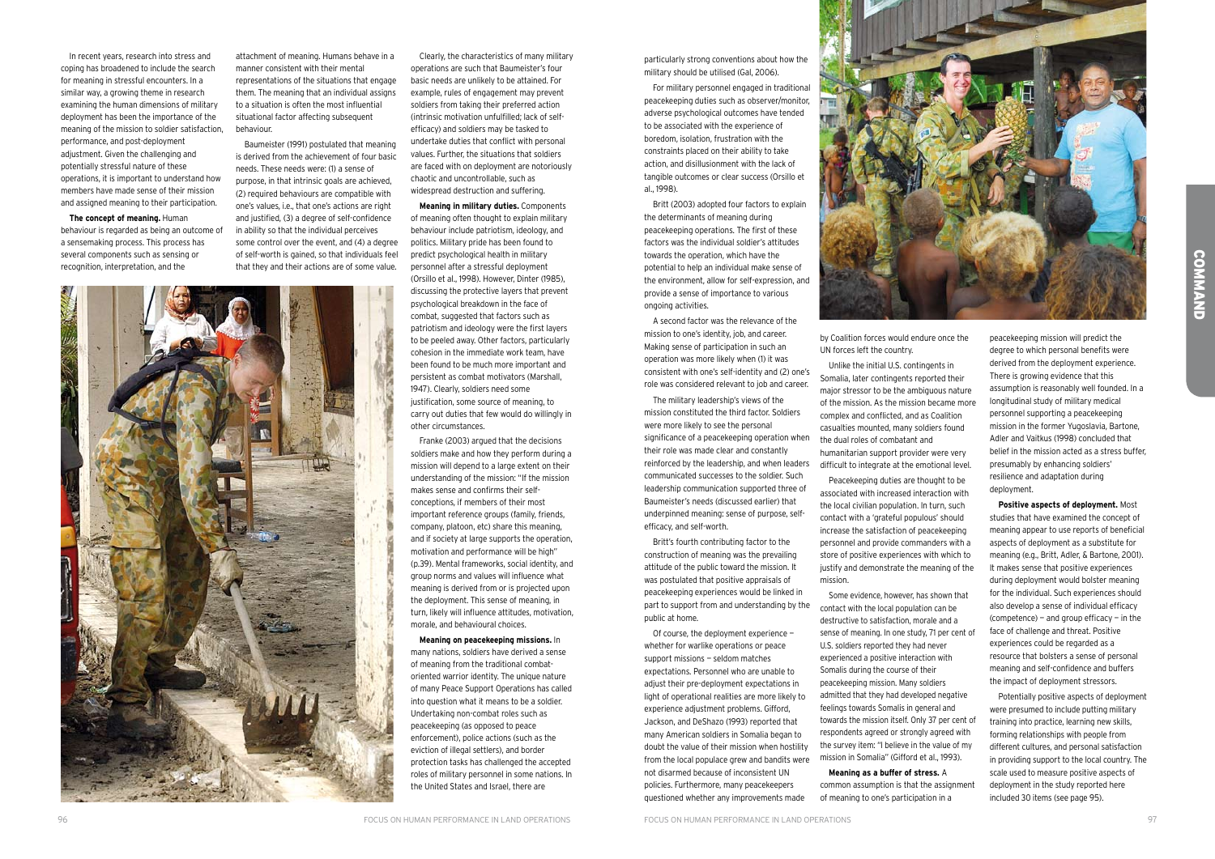In recent years, research into stress and coping has broadened to include the search for meaning in stressful encounters. In a similar way, a growing theme in research examining the human dimensions of military deployment has been the importance of the meaning of the mission to soldier satisfaction, performance, and post-deployment adjustment. Given the challenging and potentially stressful nature of these operations, it is important to understand how members have made sense of their mission and assigned meaning to their participation.

**The concept of meaning.** Human behaviour is regarded as being an outcome of a sensemaking process. This process has several components such as sensing or recognition, interpretation, and the attachment of meaning. Humans behave in a manner consistent with their mental representations of the situations that engage them. The meaning that an individual assigns to a situation is often the most influential situational factor affecting subsequent behaviour.

Baumeister (1991) postulated that meaning is derived from the achievement of four basic needs. These needs were: (1) a sense of purpose, in that intrinsic goals are achieved, (2) required behaviours are compatible with one's values, i.e., that one's actions are right and justified, (3) a degree of self-confidence in ability so that the individual perceives some control over the event, and (4) a degree of self-worth is gained, so that individuals feel that they and their actions are of some value.

Clearly, the characteristics of many military operations are such that Baumeister's four basic needs are unlikely to be attained. For example, rules of engagement may prevent soldiers from taking their preferred action (intrinsic motivation unfulfilled; lack of self-efficacy) and soldiers may be tasked to undertake duties that conflict with personal values. Further, the situations that soldiers are faced with on deployment are notoriously chaotic and uncontrollable, such as widespread destruction and suffering.

**Meaning in military duties.** Components of meaning often thought to explain military behaviour include patriotism, ideology, and politics. Military pride has been found to predict psychological health in military personnel after a stressful deployment (Orsillo et al., 1998). However, Dinter (1985), discussing the protective layers that prevent psychological breakdown in the face of combat, suggested that factors such as patriotism and ideology were the first layers to be peeled away. Other factors, particularly cohesion in the immediate work team, have been found to be much more important and persistent as combat motivators (Marshall, 1947). Clearly, soldiers need some justification, some source of meaning, to carry out duties that few would do willingly in other circumstances.

Franke (2003) argued that the decisions soldiers make and how they perform during a mission will depend to a large extent on their understanding of the mission: "If the mission makes sense and confirms their self-conceptions, if members of their most important reference groups (family, friends, company, platoon, etc) share this meaning, and if society at large supports the operation, motivation and performance will be high" (p.39). Mental frameworks, social identity, and group norms and values will influence what meaning is derived from or is projected upon the deployment. This sense of meaning, in turn, likely will influence attitudes, motivation, morale, and behavioural choices.

**Meaning on peacekeeping missions.** In many nations, soldiers have derived a sense of meaning from the traditional combat-oriented warrior identity. The unique nature of many Peace Support Operations has called into question what it means to be a soldier. Undertaking non-combat roles such as peacekeeping (as opposed to peace enforcement), police actions (such as the eviction of illegal settlers), and border protection tasks has challenged the accepted roles of military personnel in some nations. In the United States and Israel, there are particularly strong conventions about how the military should be utilised (Gal, 2006).

For military personnel engaged in traditional peacekeeping duties such as observer/monitor, adverse psychological outcomes have tended to be associated with the experience of boredom, isolation, frustration with the constraints placed on their ability to take action, and disillusionment with the lack of tangible outcomes or clear success (Orsillo et al., 1998).

Britt (2003) adopted four factors to explain the determinants of meaning during peacekeeping operations. The first of these factors was the individual soldier's attitudes towards the operation, which have the potential to help an individual make sense of the environment, allow for self-expression, and provide a sense of importance to various ongoing activities.

A second factor was the relevance of the mission to one's identity, job, and career. Making sense of participation in such an operation was more likely when (1) it was consistent with one's self-identity and (2) one's role was considered relevant to job and career.

The military leadership's views of the mission constituted the third factor. Soldiers were more likely to see the personal significance of a peacekeeping operation when their role was made clear and constantly reinforced by the leadership, and when leaders communicated successes to the soldier. Such leadership communication supported three of Baumeister's needs (discussed earlier) that underpinned meaning: sense of purpose, self-efficacy, and self-worth.

Britt's fourth contributing factor to the construction of meaning was the prevailing attitude of the public toward the mission. It was postulated that positive appraisals of peacekeeping experiences would be linked in part to support from and understanding by the public at home.

Of course, the deployment experience — whether for warlike operations or peace support missions — seldom matches expectations. Personnel who are unable to adjust their pre-deployment expectations in light of operational realities are more likely to experience adjustment problems. Gifford, Jackson, and DeShazo (1993) reported that many American soldiers in Somalia began to doubt the value of their mission when hostility from the local populace grew and bandits were not disarmed because of inconsistent UN policies. Furthermore, many peacekeepers questioned whether any improvements made by Coalition forces would endure once the UN forces left the country.

Unlike the initial U.S. contingents in Somalia, later contingents reported their major stressor to be the ambiguous nature of the mission. As the mission became more complex and conflicted, and as Coalition casualties mounted, many soldiers found the dual roles of combatant and humanitarian support provider were very difficult to integrate at the emotional level.

Peacekeeping duties are thought to be associated with increased interaction with the local civilian population. In turn, such contact with a 'grateful populous' should increase the satisfaction of peacekeeping personnel and provide commanders with a store of positive experiences with which to justify and demonstrate the meaning of the mission.

Some evidence, however, has shown that contact with the local population can be destructive to satisfaction, morale and a sense of meaning. In one study, 71 per cent of U.S. soldiers reported they had never experienced a positive interaction with Somalis during the course of their peacekeeping mission. Many soldiers admitted that they had developed negative feelings towards Somalis in general and towards the mission itself. Only 37 per cent of respondents agreed or strongly agreed with the survey item: "I believe in the value of my mission in Somalia" (Gifford et al., 1993).

**Meaning as a buffer of stress.** A common assumption is that the assignment of meaning to one's participation in a peacekeeping mission will predict the degree to which personal benefits were derived from the deployment experience. There is growing evidence that this assumption is reasonably well founded. In a longitudinal study of military medical personnel supporting a peacekeeping mission in the former Yugoslavia, Bartone, Adler and Vaitkus (1998) concluded that belief in the mission acted as a stress buffer, presumably by enhancing soldiers' resilience and adaptation during deployment.

**Positive aspects of deployment.** Most studies that have examined the concept of meaning appear to use reports of beneficial aspects of deployment as a substitute for meaning (e.g., Britt, Adler, & Bartone, 2001). It makes sense that positive experiences during deployment would bolster meaning for the individual. Such experiences should also develop a sense of individual efficacy (competence) — and group efficacy — in the face of challenge and threat. Positive experiences could be regarded as a resource that bolsters a sense of personal meaning and self-confidence and buffers the impact of deployment stressors.

Potentially positive aspects of deployment were presumed to include putting military training into practice, learning new skills, forming relationships with people from different cultures, and personal satisfaction in providing support to the local country. The scale used to measure positive aspects of deployment in the study reported here included 30 items (see page 95).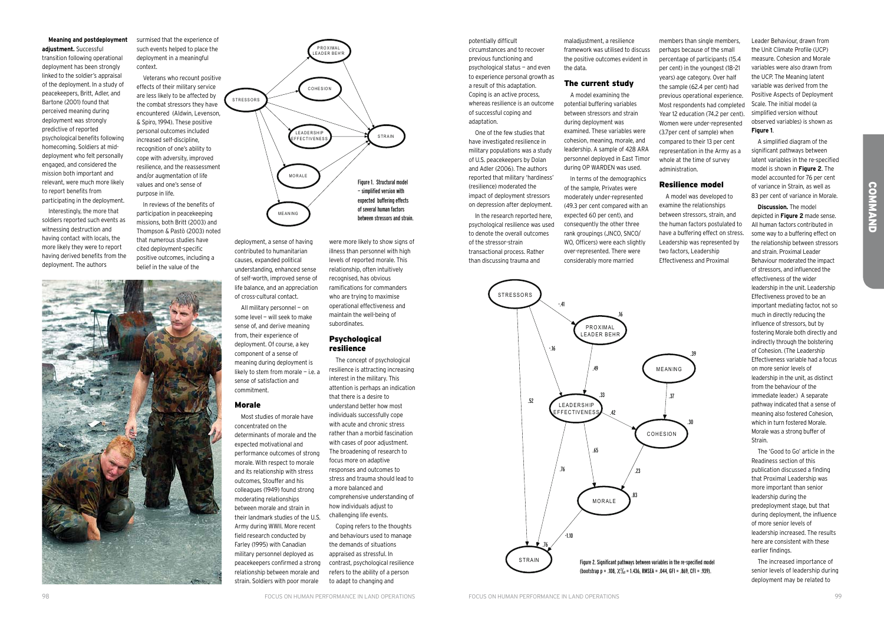**Meaning and postdeployment adjustment.** Successful transition following operational deployment has been strongly linked to the soldier's appraisal of the deployment. In a study of peacekeepers, Britt, Adler, and Bartone (2001) found that perceived meaning during deployment was strongly predictive of reported psychological benefits following homecoming. Soldiers at mid-deployment who felt personally engaged, and considered the mission both important and relevant, were much more likely to report benefits from participating in the deployment.

Interestingly, the more that soldiers reported such events as witnessing destruction and having contact with locals, the more likely they were to report having derived benefits from the deployment. The authors surmised that the experience of such events helped to place the deployment in a meaningful context.

Veterans who recount positive effects of their military service are less likely to be affected by the combat stressors they have encountered (Aldwin, Levenson, & Spiro, 1994). These positive personal outcomes included increased self-discipline, recognition of one's ability to cope with adversity, improved resilience, and the reassessment and/or augmentation of life values and one's sense of purpose in life.

In reviews of the benefits of participation in peacekeeping missions, both Britt (2003) and Thompson & Pastò (2003) noted that numerous studies have cited deployment-specific positive outcomes, including a belief in the value of the deployment, a sense of having contributed to humanitarian causes, expanded political understanding, enhanced sense of self-worth, improved sense of life balance, and an appreciation of cross-cultural contact.

All military personnel — on some level — will seek to make sense of, and derive meaning from, their experience of deployment. Of course, a key component of a sense of meaning during deployment is likely to stem from morale — i.e. a sense of satisfaction and commitment.

Figure 1. Structural model – simplified version with expected buffering effects of several human factors between stressors and strain.

## Morale

Most studies of morale have concentrated on the determinants of morale and the expected motivational and performance outcomes of strong morale. With respect to morale and its relationship with stress outcomes, Stouffer and his colleagues (1949) found strong moderating relationships between morale and strain in their landmark studies of the U.S. Army during WWII. More recent field research conducted by Farley (1995) with Canadian military personnel deployed as peacekeepers confirmed a strong relationship between morale and strain. Soldiers with poor morale were more likely to show signs of illness than personnel with high levels of reported morale. This relationship, often intuitively recognised, has obvious ramifications for commanders who are trying to maximise operational effectiveness and maintain the well-being of subordinates.

## Psychological resilience

The concept of psychological resilience is attracting increasing interest in the military. This attention is perhaps an indication that there is a desire to understand better how most individuals successfully cope with acute and chronic stress rather than a morbid fascination with cases of poor adjustment. The broadening of research to focus more on adaptive responses and outcomes to stress and trauma should lead to a more balanced and comprehensive understanding of how individuals adjust to challenging life events.

Coping refers to the thoughts and behaviours used to manage the demands of situations appraised as stressful. In contrast, psychological resilience refers to the ability of a person to adapt to changing and potentially difficult circumstances and to recover previous functioning and psychological status — and even to experience personal growth as a result of this adaptation. Coping is an active process, whereas resilience is an outcome of successful coping and adaptation.

One of the few studies that have investigated resilience in military populations was a study of U.S. peacekeepers by Dolan and Adler (2006). The authors reported that military 'hardiness' (resilience) moderated the impact of deployment stressors on depression after deployment.

In the research reported here, psychological resilience was used to denote the overall outcomes of the stressor-strain transactional process. Rather than discussing trauma and maladjustment, a resilience framework was utilised to discuss the positive outcomes evident in the data.

## The current study

A model examining the potential buffering variables between stressors and strain during deployment was examined. These variables were cohesion, meaning, morale, and leadership. A sample of 428 ARA personnel deployed in East Timor during OP WARDEN was used.

In terms of the demographics of the sample, Privates were moderately under-represented (49.3 per cent compared with an expected 60 per cent), and consequently the other three rank groupings (JNCO, SNCO/WO, Officers) were each slightly over-represented. There were considerably more married members than single members, perhaps because of the small percentage of participants (15.4 per cent) in the youngest (18–21 years) age category. Over half the sample (62.4 per cent) had previous operational experience. Most respondents had completed Year 12 education (74.2 per cent). Women were under-represented (3.7per cent of sample) when compared to their 13 per cent representation in the Army as a whole at the time of survey administration.

## Resilience model

A model was developed to examine the relationships between stressors, strain, and the human factors postulated to have a buffering effect on stress. Leadership was represented by two factors, Leadership Effectiveness and Proximal Leader Behaviour, drawn from the Unit Climate Profile (UCP) measure. Cohesion and Morale variables were also drawn from the UCP. The Meaning latent variable was derived from the Positive Aspects of Deployment Scale. The initial model (a simplified version without observed variables) is shown as **Figure 1**.

A simplified diagram of the significant pathways between latent variables in the re-specified model is shown in **Figure 2**. The model accounted for 76 per cent of variance in Strain, as well as 83 per cent of variance in Morale.

Figure 2. Significant pathways between variables in the re-specified model (bootstrap p = .108, $\chi^2/_{df}$ = 1.436, RMSEA = .044, GFI = .869, CFI = .939).

**Discussion.** The model depicted in **Figure 2** made sense. All human factors contributed in some way to a buffering effect on the relationship between stressors and strain. Proximal Leader Behaviour moderated the impact of stressors, and influenced the effectiveness of the wider leadership in the unit. Leadership Effectiveness proved to be an important mediating factor, not so much in directly reducing the influence of stressors, but by fostering Morale both directly and indirectly through the bolstering of Cohesion. (The Leadership Effectiveness variable had a focus on more senior levels of leadership in the unit, as distinct from the behaviour of the immediate leader.) A separate pathway indicated that a sense of meaning also fostered Cohesion, which in turn fostered Morale. Morale was a strong buffer of Strain.

The 'Good to Go' article in the Readiness section of this publication discussed a finding that Proximal Leadership was more important than senior leadership during the predeployment stage, but that during deployment, the influence of more senior levels of leadership increased. The results here are consistent with these earlier findings.

The increased importance of senior levels of leadership during deployment may be related to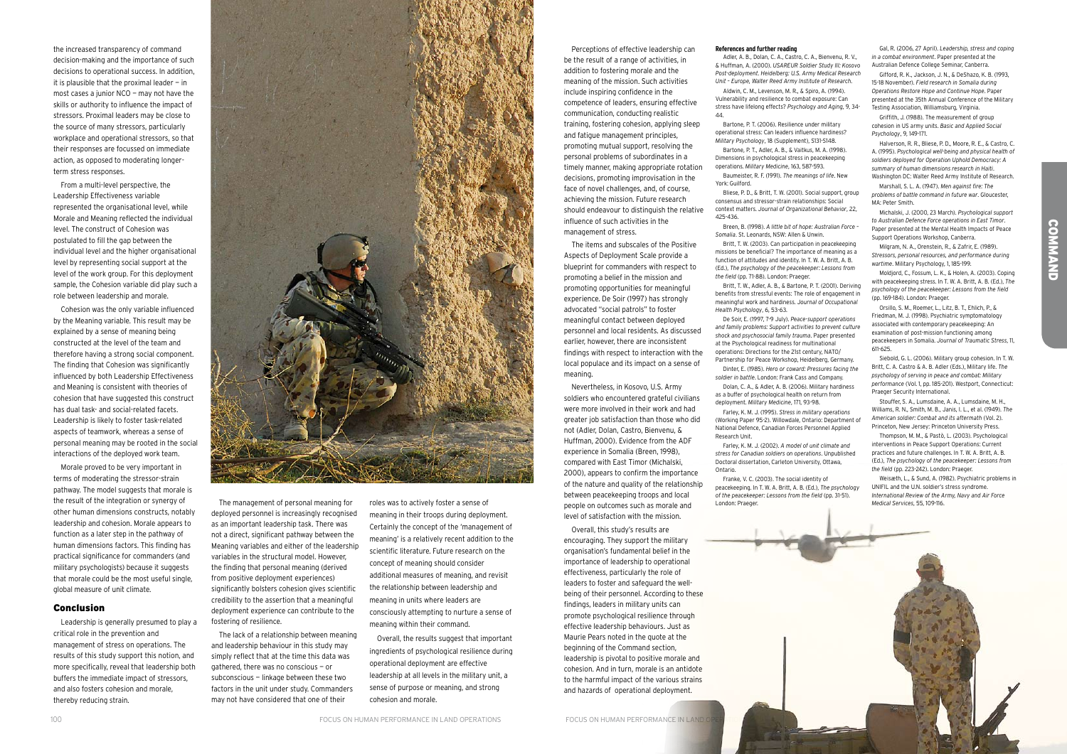the increased transparency of command decision-making and the importance of such decisions to operational success. In addition, it is plausible that the proximal leader — in most cases a junior NCO — may not have the skills or authority to influence the impact of stressors. Proximal leaders may be close to the source of many stressors, particularly workplace and operational stressors, so that their responses are focussed on immediate action, as opposed to moderating longer-term stress responses.

From a multi-level perspective, the Leadership Effectiveness variable represented the organisational level, while Morale and Meaning reflected the individual level. The construct of Cohesion was postulated to fill the gap between the individual level and the higher organisational level by representing social support at the level of the work group. For this deployment sample, the Cohesion variable did play such a role between leadership and morale.

Cohesion was the only variable influenced by the Meaning variable. This result may be explained by a sense of meaning being constructed at the level of the team and therefore having a strong social component. The finding that Cohesion was significantly influenced by both Leadership Effectiveness and Meaning is consistent with theories of cohesion that have suggested this construct has dual task- and social-related facets. Leadership is likely to foster task-related aspects of teamwork, whereas a sense of personal meaning may be rooted in the social interactions of the deployed work team.

Morale proved to be very important in terms of moderating the stressor-strain pathway. The model suggests that morale is the result of the integration or synergy of other human dimensions constructs, notably leadership and cohesion. Morale appears to function as a later step in the pathway of human dimensions factors. This finding has practical significance for commanders (and military psychologists) because it suggests that morale could be the most useful single, global measure of unit climate.

## Conclusion

Leadership is generally presumed to play a critical role in the prevention and management of stress on operations. The results of this study support this notion, and more specifically, reveal that leadership both buffers the immediate impact of stressors, and also fosters cohesion and morale, thereby reducing strain.

The management of personal meaning for deployed personnel is increasingly recognised as an important leadership task. There was not a direct, significant pathway between the Meaning variables and either of the leadership variables in the structural model. However, the finding that personal meaning (derived from positive deployment experiences) significantly bolsters cohesion gives scientific credibility to the assertion that a meaningful deployment experience can contribute to the fostering of resilience.

The lack of a relationship between meaning and leadership behaviour in this study may simply reflect that at the time this data was gathered, there was no conscious — or subconscious — linkage between these two factors in the unit under study. Commanders may not have considered that one of their roles was to actively foster a sense of meaning in their troops during deployment. Certainly the concept of the 'management of meaning' is a relatively recent addition to the scientific literature. Future research on the concept of meaning should consider additional measures of meaning, and revisit the relationship between leadership and meaning in units where leaders are consciously attempting to nurture a sense of meaning within their command.

Overall, the results suggest that important ingredients of psychological resilience during operational deployment are effective leadership at all levels in the military unit, a sense of purpose or meaning, and strong cohesion and morale.

Perceptions of effective leadership can be the result of a range of activities, in addition to fostering morale and the meaning of the mission. Such activities include inspiring confidence in the competence of leaders, ensuring effective communication, conducting realistic training, fostering cohesion, applying sleep and fatigue management principles, promoting mutual support, resolving the personal problems of subordinates in a timely manner, making appropriate rotation decisions, promoting improvisation in the face of novel challenges, and, of course, achieving the mission. Future research should endeavour to distinguish the relative influence of such activities in the management of stress.

The items and subscales of the Positive Aspects of Deployment Scale provide a blueprint for commanders with respect to promoting a belief in the mission and promoting opportunities for meaningful experience. De Soir (1997) has strongly advocated "social patrols" to foster meaningful contact between deployed personnel and local residents. As discussed earlier, however, there are inconsistent findings with respect to interaction with the local populace and its impact on a sense of meaning.

Nevertheless, in Kosovo, U.S. Army soldiers who encountered grateful civilians were more involved in their work and had greater job satisfaction than those who did not (Adler, Dolan, Castro, Bienvenu, & Huffman, 2000). Evidence from the ADF experience in Somalia (Breen, 1998), compared with East Timor (Michalski, 2000), appears to confirm the importance of the nature and quality of the relationship between peacekeeping troops and local people on outcomes such as morale and level of satisfaction with the mission.

Overall, this study's results are encouraging. They support the military organisation's fundamental belief in the importance of leadership to operational effectiveness, particularly the role of leaders to foster and safeguard the well-being of their personnel. According to these findings, leaders in military units can promote psychological resilience through effective leadership behaviours. Just as Maurie Pears noted in the quote at the beginning of the Command section, leadership is pivotal to positive morale and cohesion. And in turn, morale is an antidote to the harmful impact of the various strains and hazards of operational deployment.

### References and further reading

Adler, A. B., Dolan, C. A., Castro, C. A., Bienvenu, R. V., & Huffman, A. (2000). *USAREUR Soldier Study III: Kosovo Post-deployment. Heidelberg: U.S. Army Medical Research Unit – Europe, Walter Reed Army Institute of Research.*

Aldwin, C. M., Levenson, M. R., & Spiro, A. (1994). Vulnerability and resilience to combat exposure: Can stress have lifelong effects? *Psychology and Aging*, 9, 34-44.

Bartone, P. T. (2006). Resilience under military operational stress: Can leaders influence hardiness? *Military Psychology*, 18 (Supplement), S131-S148.

Bartone, P. T., Adler, A. B., & Vaitkus, M. A. (1998). Dimensions in psychological stress in peacekeeping operations. *Military Medicine*, 163, 587-593.

Baumeister, R. F. (1991). *The meanings of life*. New York: Guilford.

Bliese, P. D., & Britt, T. W. (2001). Social support, group consensus and stressor-strain relationships: Social context matters. *Journal of Organizational Behavior*, 22, 425-436.

Breen, B. (1998). *A little bit of hope: Australian Force – Somalia*. St. Leonards, NSW: Allen & Unwin.

Britt, T. W. (2003). Can participation in peacekeeping missions be beneficial? The importance of meaning as a function of attitudes and identity. In T. W. A. Britt, A. B. (Ed.), *The psychology of the peacekeeper: Lessons from the field* (pp. 71-88). London: Praeger.

Britt, T. W., Adler, A. B., & Bartone, P. T. (2001). Deriving benefits from stressful events: The role of engagement in meaningful work and hardiness. *Journal of Occupational Health Psychology*, 6, 53-63.

De Soir, E. (1997, 7-9 July). *Peace-support operations and family problems: Support activities to prevent culture shock and psychosocial family trauma*. Paper presented at the Psychological readiness for multinational operations: Directions for the 21st century, NATO/Partnership for Peace Workshop, Heidelberg, Germany.

Dinter, E. (1985). *Hero or coward: Pressures facing the soldier in battle*. London: Frank Cass and Company.

Dolan, C. A., & Adler, A. B. (2006). Military hardiness as a buffer of psychological health on return from deployment. *Military Medicine*, 171, 93-98.

Farley, K. M. J. (1995). *Stress in military operations* (Working Paper 95-2). Willowdale, Ontario: Department of National Defence, Canadian Forces Personnel Applied Research Unit.

Farley, K. M. J. (2002). *A model of unit climate and stress for Canadian soldiers on operations*. Unpublished Doctoral dissertation, Carleton University, Ottawa, Ontario.

Franke, V. C. (2003). The social identity of peacekeeping. In T. W. A. Britt, A. B. (Ed.), *The psychology of the peacekeeper: Lessons from the field* (pp. 31-51). London: Praeger.

Gal, R. (2006, 27 April). *Leadership, stress and coping in a combat environment*. Paper presented at the Australian Defence College Seminar, Canberra.

Gifford, R. K., Jackson, J. N., & DeShazo, K. B. (1993, 15-18 November). *Field research in Somalia during Operations Restore Hope and Continue Hope*. Paper presented at the 35th Annual Conference of the Military Testing Association, Williamsburg, Virginia.

Griffith, J. (1988). The measurement of group cohesion in US army units. *Basic and Applied Social Psychology*, 9, 149-171.

Halverson, R. R., Bliese, P. D., Moore, R. E., & Castro, C. A. (1995). *Psychological well-being and physical health of soldiers deployed for Operation Uphold Democracy: A summary of human dimensions research in Haiti*. Washington DC: Walter Reed Army Institute of Research.

Marshall, S. L. A. (1947). *Men against fire: The problems of battle command in future war*. Gloucester, MA: Peter Smith.

Michalski, J. (2000, 23 March). *Psychological support to Australian Defence Force operations in East Timor*. Paper presented at the Mental Health Impacts of Peace Support Operations Workshop, Canberra.

Milgram, N. A., Orenstein, R., & Zafrir, E. (1989). *Stressors, personal resources, and performance during wartime*. Military Psychology, 1, 185-199.

Moldjord, C., Fossum, L. K., & Holen, A. (2003). Coping with peacekeeping stress. In T. W. A. Britt, A. B. (Ed.), *The psychology of the peacekeeper: Lessons from the field* (pp. 169-184). London: Praeger.

Orsillo, S. M., Roemer, L., Litz, B. T., Ehlich, P., & Friedman, M. J. (1998). Psychiatric symptomatology associated with contemporary peacekeeping: An examination of post-mission functioning among peacekeepers in Somalia. *Journal of Traumatic Stress*, 11, 611-625.

Siebold, G. L. (2006). Military group cohesion. In T. W. Britt, C. A. Castro & A. B. Adler (Eds.), *Military life. The psychology of serving in peace and combat: Military performance* (Vol. 1, pp. 185-201). Westport, Connecticut: Praeger Security International.

Stouffer, S. A., Lumsdaine, A. A., Lumsdaine, M. H., Williams, R. N., Smith, M. B., Janis, I. L., et al. (1949). *The American soldier: Combat and its aftermath* (Vol. 2). Princeton, New Jersey: Princeton University Press.

Thompson, M. M., & Pastò, L. (2003). Psychological interventions in Peace Support Operations: Current practices and future challenges. In T. W. A. Britt, A. B. (Ed.), *The psychology of the peacekeeper: Lessons from the field* (pp. 223-242). London: Praeger.

Weisæth, L., & Sund, A. (1982). Psychiatric problems in UNIFIL and the U.N. soldier's stress syndrome. *International Review of the Army, Navy and Air Force Medical Services*, 55, 109-116.